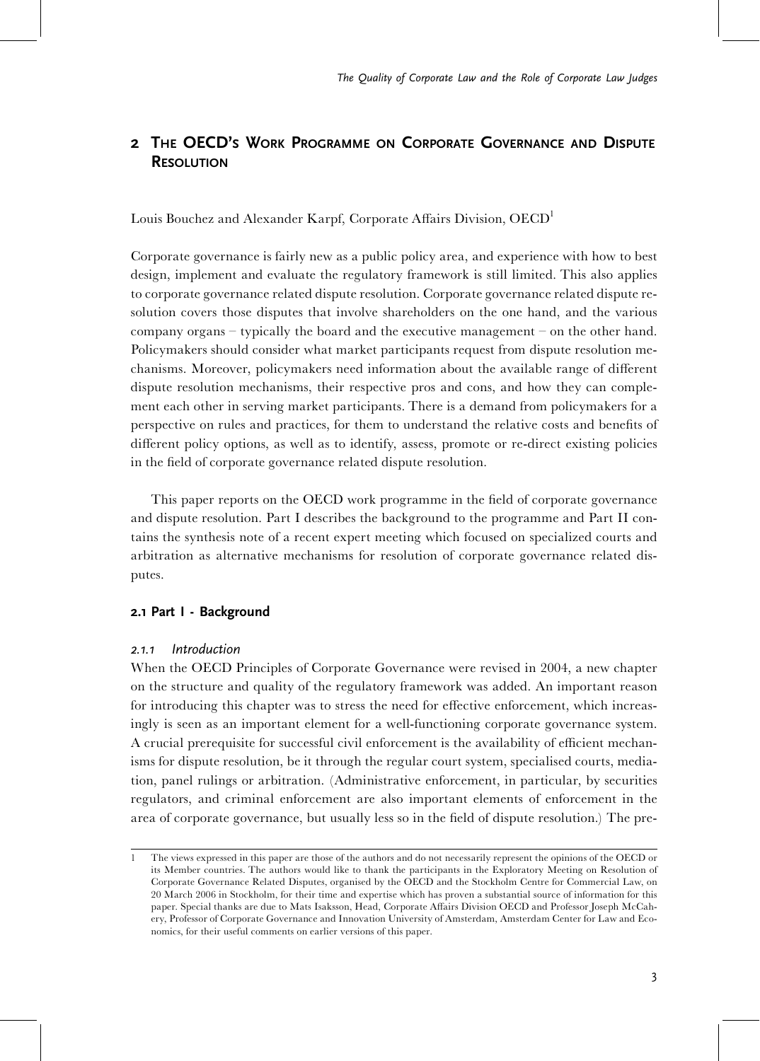## 2 The OECD's Work Programme on Corporate Governance and Dispute Resolution

Louis Bouchez and Alexander Karpf, Corporate Affairs Division, OECD[1]

Corporate governance is fairly new as a public policy area, and experience with how to best design, implement and evaluate the regulatory framework is still limited. This also applies to corporate governance related dispute resolution. Corporate governance related dispute resolution covers those disputes that involve shareholders on the one hand, and the various company organs – typically the board and the executive management – on the other hand. Policymakers should consider what market participants request from dispute resolution mechanisms. Moreover, policymakers need information about the available range of different dispute resolution mechanisms, their respective pros and cons, and how they can complement each other in serving market participants. There is a demand from policymakers for a perspective on rules and practices, for them to understand the relative costs and benefits of different policy options, as well as to identify, assess, promote or re-direct existing policies in the field of corporate governance related dispute resolution.

This paper reports on the OECD work programme in the field of corporate governance and dispute resolution. Part I describes the background to the programme and Part II contains the synthesis note of a recent expert meeting which focused on specialized courts and arbitration as alternative mechanisms for resolution of corporate governance related disputes.

### 2.1 Part I - Background

#### 2.1.1 *Introduction*

When the OECD Principles of Corporate Governance were revised in 2004, a new chapter on the structure and quality of the regulatory framework was added. An important reason for introducing this chapter was to stress the need for effective enforcement, which increasingly is seen as an important element for a well-functioning corporate governance system. A crucial prerequisite for successful civil enforcement is the availability of efficient mechanisms for dispute resolution, be it through the regular court system, specialised courts, mediation, panel rulings or arbitration. (Administrative enforcement, in particular, by securities regulators, and criminal enforcement are also important elements of enforcement in the area of corporate governance, but usually less so in the field of dispute resolution.) The pre-

1 The views expressed in this paper are those of the authors and do not necessarily represent the opinions of the OECD or its Member countries. The authors would like to thank the participants in the Exploratory Meeting on Resolution of Corporate Governance Related Disputes, organised by the OECD and the Stockholm Centre for Commercial Law, on 20 March 2006 in Stockholm, for their time and expertise which has proven a substantial source of information for this paper. Special thanks are due to Mats Isaksson, Head, Corporate Affairs Division OECD and Professor Joseph McCahery, Professor of Corporate Governance and Innovation University of Amsterdam, Amsterdam Center for Law and Economics, for their useful comments on earlier versions of this paper.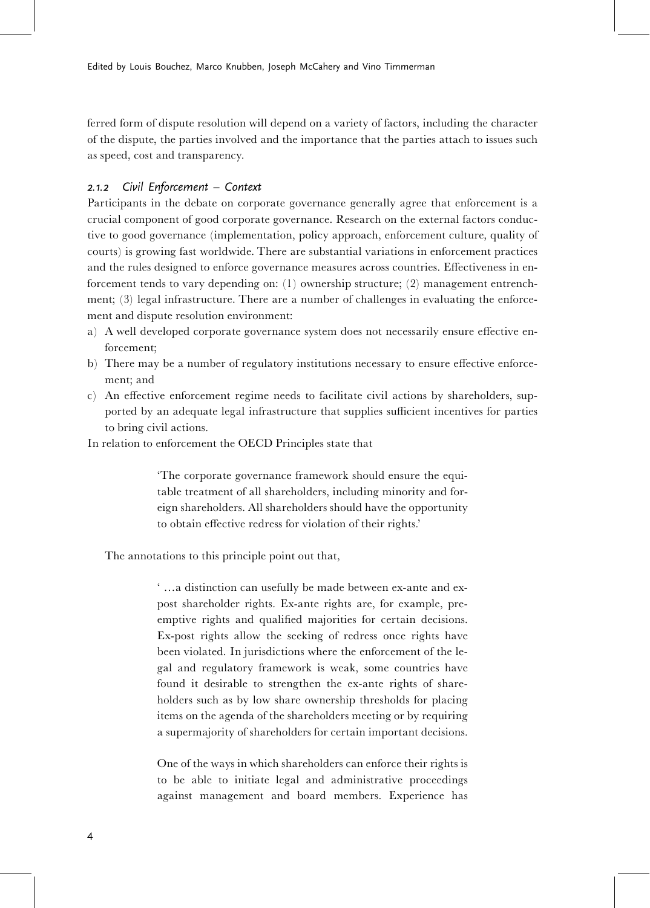ferred form of dispute resolution will depend on a variety of factors, including the character of the dispute, the parties involved and the importance that the parties attach to issues such as speed, cost and transparency.

### *2.1.2 Civil Enforcement – Context*

Participants in the debate on corporate governance generally agree that enforcement is a crucial component of good corporate governance. Research on the external factors conductive to good governance (implementation, policy approach, enforcement culture, quality of courts) is growing fast worldwide. There are substantial variations in enforcement practices and the rules designed to enforce governance measures across countries. Effectiveness in enforcement tends to vary depending on: (1) ownership structure; (2) management entrenchment; (3) legal infrastructure. There are a number of challenges in evaluating the enforcement and dispute resolution environment:

a) A well developed corporate governance system does not necessarily ensure effective enforcement;
b) There may be a number of regulatory institutions necessary to ensure effective enforcement; and
c) An effective enforcement regime needs to facilitate civil actions by shareholders, supported by an adequate legal infrastructure that supplies sufficient incentives for parties to bring civil actions.

In relation to enforcement the OECD Principles state that

> 'The corporate governance framework should ensure the equitable treatment of all shareholders, including minority and foreign shareholders. All shareholders should have the opportunity to obtain effective redress for violation of their rights.'

The annotations to this principle point out that,

> ' …a distinction can usefully be made between ex-ante and ex-post shareholder rights. Ex-ante rights are, for example, pre-emptive rights and qualified majorities for certain decisions. Ex-post rights allow the seeking of redress once rights have been violated. In jurisdictions where the enforcement of the legal and regulatory framework is weak, some countries have found it desirable to strengthen the ex-ante rights of shareholders such as by low share ownership thresholds for placing items on the agenda of the shareholders meeting or by requiring a supermajority of shareholders for certain important decisions.
>
> One of the ways in which shareholders can enforce their rights is to be able to initiate legal and administrative proceedings against management and board members. Experience has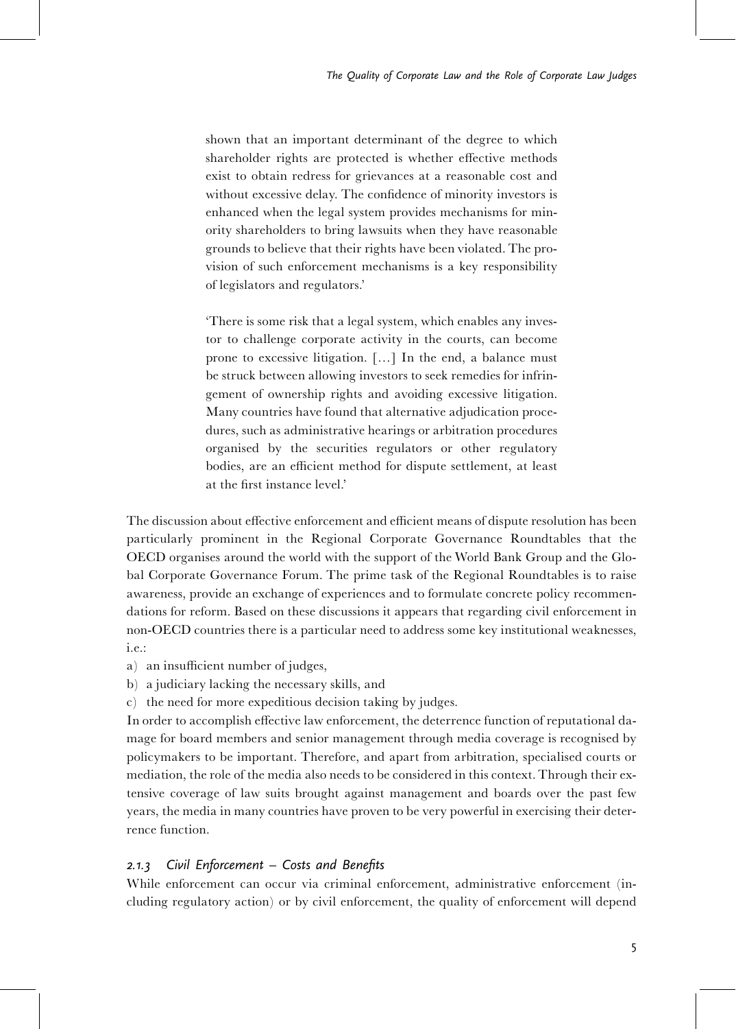> shown that an important determinant of the degree to which shareholder rights are protected is whether effective methods exist to obtain redress for grievances at a reasonable cost and without excessive delay. The confidence of minority investors is enhanced when the legal system provides mechanisms for minority shareholders to bring lawsuits when they have reasonable grounds to believe that their rights have been violated. The provision of such enforcement mechanisms is a key responsibility of legislators and regulators.'
>
> 'There is some risk that a legal system, which enables any investor to challenge corporate activity in the courts, can become prone to excessive litigation. […] In the end, a balance must be struck between allowing investors to seek remedies for infringement of ownership rights and avoiding excessive litigation. Many countries have found that alternative adjudication procedures, such as administrative hearings or arbitration procedures organised by the securities regulators or other regulatory bodies, are an efficient method for dispute settlement, at least at the first instance level.'

The discussion about effective enforcement and efficient means of dispute resolution has been particularly prominent in the Regional Corporate Governance Roundtables that the OECD organises around the world with the support of the World Bank Group and the Global Corporate Governance Forum. The prime task of the Regional Roundtables is to raise awareness, provide an exchange of experiences and to formulate concrete policy recommendations for reform. Based on these discussions it appears that regarding civil enforcement in non-OECD countries there is a particular need to address some key institutional weaknesses, i.e.:

a) an insufficient number of judges,
b) a judiciary lacking the necessary skills, and
c) the need for more expeditious decision taking by judges.

In order to accomplish effective law enforcement, the deterrence function of reputational damage for board members and senior management through media coverage is recognised by policymakers to be important. Therefore, and apart from arbitration, specialised courts or mediation, the role of the media also needs to be considered in this context. Through their extensive coverage of law suits brought against management and boards over the past few years, the media in many countries have proven to be very powerful in exercising their deterrence function.

### 2.1.3 *Civil Enforcement – Costs and Benefits*

While enforcement can occur via criminal enforcement, administrative enforcement (including regulatory action) or by civil enforcement, the quality of enforcement will depend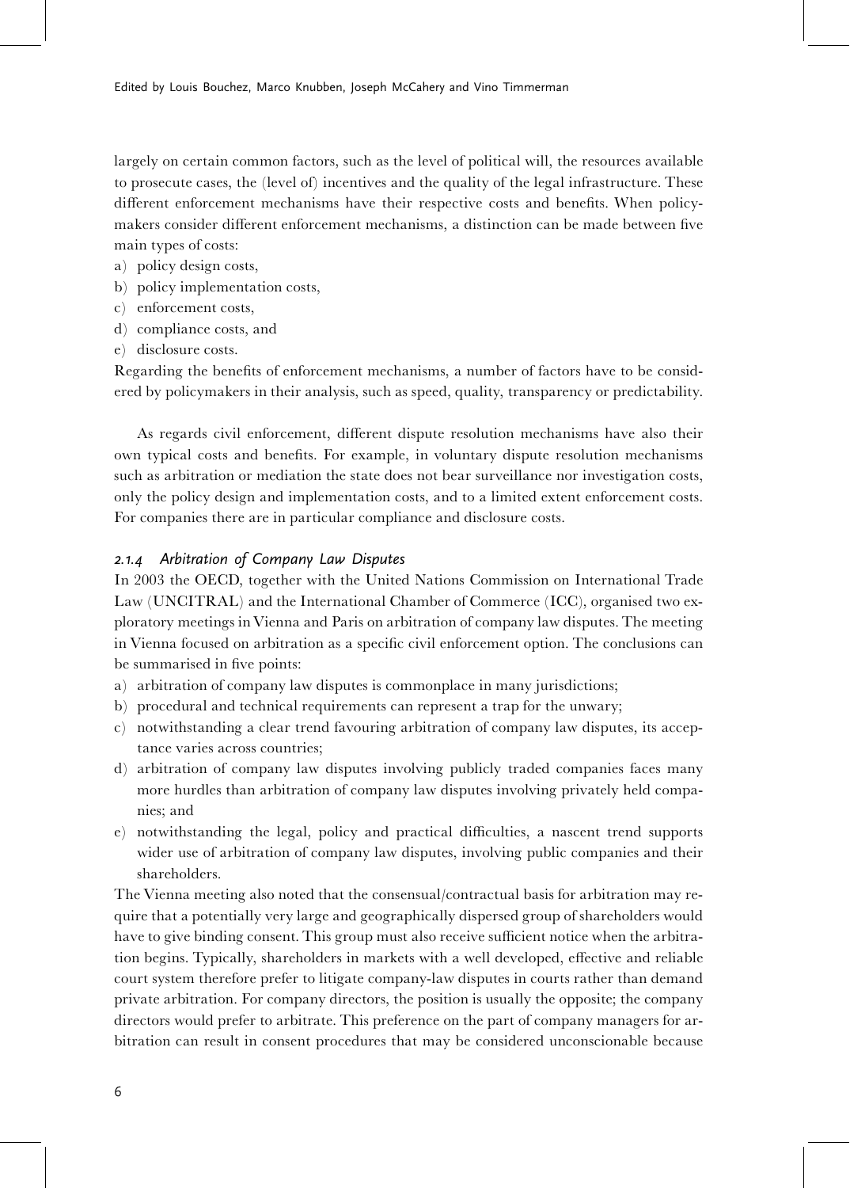largely on certain common factors, such as the level of political will, the resources available to prosecute cases, the (level of) incentives and the quality of the legal infrastructure. These different enforcement mechanisms have their respective costs and benefits. When policymakers consider different enforcement mechanisms, a distinction can be made between five main types of costs:

a) policy design costs,
b) policy implementation costs,
c) enforcement costs,
d) compliance costs, and
e) disclosure costs.

Regarding the benefits of enforcement mechanisms, a number of factors have to be considered by policymakers in their analysis, such as speed, quality, transparency or predictability.

As regards civil enforcement, different dispute resolution mechanisms have also their own typical costs and benefits. For example, in voluntary dispute resolution mechanisms such as arbitration or mediation the state does not bear surveillance nor investigation costs, only the policy design and implementation costs, and to a limited extent enforcement costs. For companies there are in particular compliance and disclosure costs.

### *2.1.4 Arbitration of Company Law Disputes*

In 2003 the OECD, together with the United Nations Commission on International Trade Law (UNCITRAL) and the International Chamber of Commerce (ICC), organised two exploratory meetings in Vienna and Paris on arbitration of company law disputes. The meeting in Vienna focused on arbitration as a specific civil enforcement option. The conclusions can be summarised in five points:

a) arbitration of company law disputes is commonplace in many jurisdictions;
b) procedural and technical requirements can represent a trap for the unwary;
c) notwithstanding a clear trend favouring arbitration of company law disputes, its acceptance varies across countries;
d) arbitration of company law disputes involving publicly traded companies faces many more hurdles than arbitration of company law disputes involving privately held companies; and
e) notwithstanding the legal, policy and practical difficulties, a nascent trend supports wider use of arbitration of company law disputes, involving public companies and their shareholders.

The Vienna meeting also noted that the consensual/contractual basis for arbitration may require that a potentially very large and geographically dispersed group of shareholders would have to give binding consent. This group must also receive sufficient notice when the arbitration begins. Typically, shareholders in markets with a well developed, effective and reliable court system therefore prefer to litigate company-law disputes in courts rather than demand private arbitration. For company directors, the position is usually the opposite; the company directors would prefer to arbitrate. This preference on the part of company managers for arbitration can result in consent procedures that may be considered unconscionable because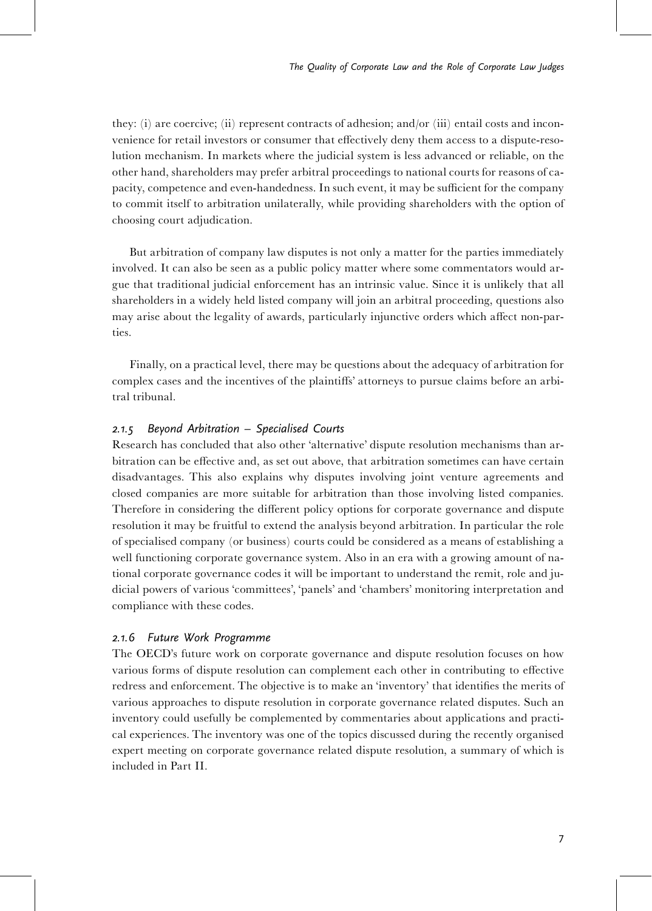they: (i) are coercive; (ii) represent contracts of adhesion; and/or (iii) entail costs and inconvenience for retail investors or consumer that effectively deny them access to a dispute-resolution mechanism. In markets where the judicial system is less advanced or reliable, on the other hand, shareholders may prefer arbitral proceedings to national courts for reasons of capacity, competence and even-handedness. In such event, it may be sufficient for the company to commit itself to arbitration unilaterally, while providing shareholders with the option of choosing court adjudication.

But arbitration of company law disputes is not only a matter for the parties immediately involved. It can also be seen as a public policy matter where some commentators would argue that traditional judicial enforcement has an intrinsic value. Since it is unlikely that all shareholders in a widely held listed company will join an arbitral proceeding, questions also may arise about the legality of awards, particularly injunctive orders which affect non-parties.

Finally, on a practical level, there may be questions about the adequacy of arbitration for complex cases and the incentives of the plaintiffs' attorneys to pursue claims before an arbitral tribunal.

### *2.1.5 Beyond Arbitration – Specialised Courts*

Research has concluded that also other 'alternative' dispute resolution mechanisms than arbitration can be effective and, as set out above, that arbitration sometimes can have certain disadvantages. This also explains why disputes involving joint venture agreements and closed companies are more suitable for arbitration than those involving listed companies. Therefore in considering the different policy options for corporate governance and dispute resolution it may be fruitful to extend the analysis beyond arbitration. In particular the role of specialised company (or business) courts could be considered as a means of establishing a well functioning corporate governance system. Also in an era with a growing amount of national corporate governance codes it will be important to understand the remit, role and judicial powers of various 'committees', 'panels' and 'chambers' monitoring interpretation and compliance with these codes.

### *2.1.6 Future Work Programme*

The OECD's future work on corporate governance and dispute resolution focuses on how various forms of dispute resolution can complement each other in contributing to effective redress and enforcement. The objective is to make an 'inventory' that identifies the merits of various approaches to dispute resolution in corporate governance related disputes. Such an inventory could usefully be complemented by commentaries about applications and practical experiences. The inventory was one of the topics discussed during the recently organised expert meeting on corporate governance related dispute resolution, a summary of which is included in Part II.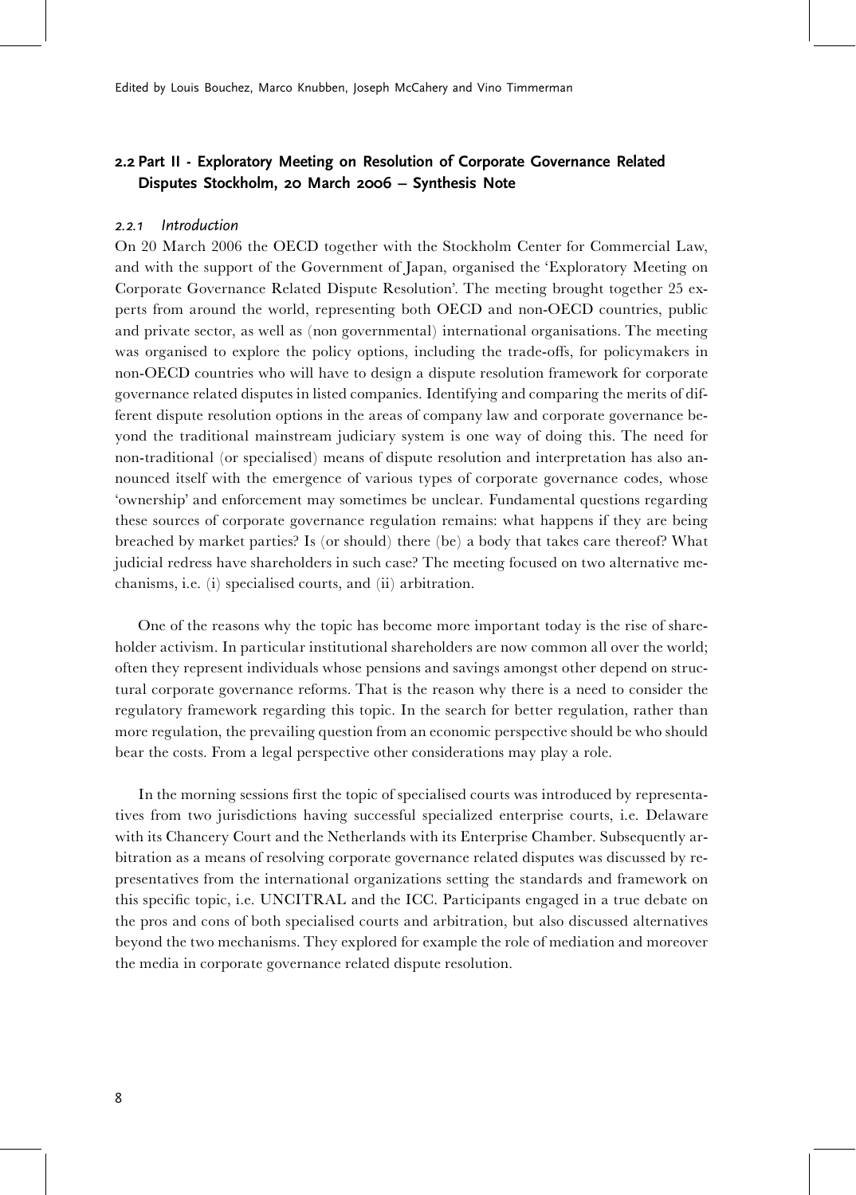## 2.2 Part II - Exploratory Meeting on Resolution of Corporate Governance Related Disputes Stockholm, 20 March 2006 – Synthesis Note

### *2.2.1 Introduction*

On 20 March 2006 the OECD together with the Stockholm Center for Commercial Law, and with the support of the Government of Japan, organised the 'Exploratory Meeting on Corporate Governance Related Dispute Resolution'. The meeting brought together 25 experts from around the world, representing both OECD and non-OECD countries, public and private sector, as well as (non governmental) international organisations. The meeting was organised to explore the policy options, including the trade-offs, for policymakers in non-OECD countries who will have to design a dispute resolution framework for corporate governance related disputes in listed companies. Identifying and comparing the merits of different dispute resolution options in the areas of company law and corporate governance beyond the traditional mainstream judiciary system is one way of doing this. The need for non-traditional (or specialised) means of dispute resolution and interpretation has also announced itself with the emergence of various types of corporate governance codes, whose 'ownership' and enforcement may sometimes be unclear. Fundamental questions regarding these sources of corporate governance regulation remains: what happens if they are being breached by market parties? Is (or should) there (be) a body that takes care thereof? What judicial redress have shareholders in such case? The meeting focused on two alternative mechanisms, i.e. (i) specialised courts, and (ii) arbitration.

One of the reasons why the topic has become more important today is the rise of shareholder activism. In particular institutional shareholders are now common all over the world; often they represent individuals whose pensions and savings amongst other depend on structural corporate governance reforms. That is the reason why there is a need to consider the regulatory framework regarding this topic. In the search for better regulation, rather than more regulation, the prevailing question from an economic perspective should be who should bear the costs. From a legal perspective other considerations may play a role.

In the morning sessions first the topic of specialised courts was introduced by representatives from two jurisdictions having successful specialized enterprise courts, i.e. Delaware with its Chancery Court and the Netherlands with its Enterprise Chamber. Subsequently arbitration as a means of resolving corporate governance related disputes was discussed by representatives from the international organizations setting the standards and framework on this specific topic, i.e. UNCITRAL and the ICC. Participants engaged in a true debate on the pros and cons of both specialised courts and arbitration, but also discussed alternatives beyond the two mechanisms. They explored for example the role of mediation and moreover the media in corporate governance related dispute resolution.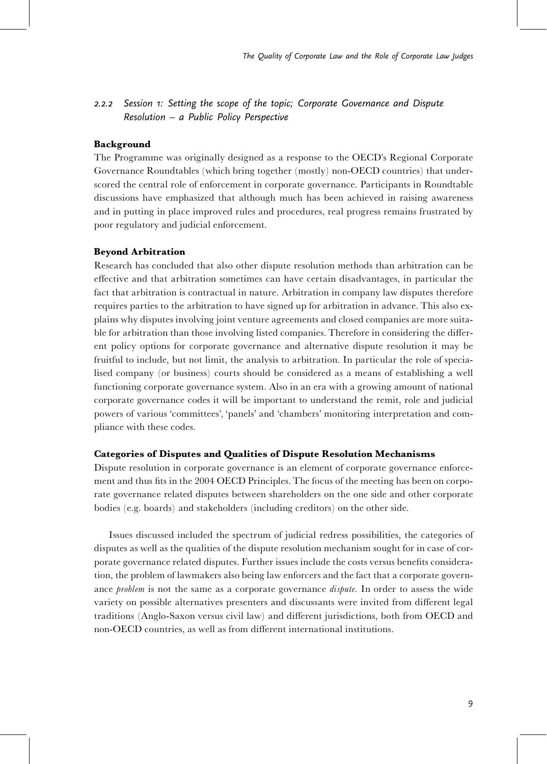### *2.2.2 Session 1: Setting the scope of the topic; Corporate Governance and Dispute Resolution – a Public Policy Perspective*

**Background**

The Programme was originally designed as a response to the OECD's Regional Corporate Governance Roundtables (which bring together (mostly) non-OECD countries) that underscored the central role of enforcement in corporate governance. Participants in Roundtable discussions have emphasized that although much has been achieved in raising awareness and in putting in place improved rules and procedures, real progress remains frustrated by poor regulatory and judicial enforcement.

**Beyond Arbitration**

Research has concluded that also other dispute resolution methods than arbitration can be effective and that arbitration sometimes can have certain disadvantages, in particular the fact that arbitration is contractual in nature. Arbitration in company law disputes therefore requires parties to the arbitration to have signed up for arbitration in advance. This also explains why disputes involving joint venture agreements and closed companies are more suitable for arbitration than those involving listed companies. Therefore in considering the different policy options for corporate governance and alternative dispute resolution it may be fruitful to include, but not limit, the analysis to arbitration. In particular the role of specialised company (or business) courts should be considered as a means of establishing a well functioning corporate governance system. Also in an era with a growing amount of national corporate governance codes it will be important to understand the remit, role and judicial powers of various 'committees', 'panels' and 'chambers' monitoring interpretation and compliance with these codes.

**Categories of Disputes and Qualities of Dispute Resolution Mechanisms**

Dispute resolution in corporate governance is an element of corporate governance enforcement and thus fits in the 2004 OECD Principles. The focus of the meeting has been on corporate governance related disputes between shareholders on the one side and other corporate bodies (e.g. boards) and stakeholders (including creditors) on the other side.

Issues discussed included the spectrum of judicial redress possibilities, the categories of disputes as well as the qualities of the dispute resolution mechanism sought for in case of corporate governance related disputes. Further issues include the costs versus benefits consideration, the problem of lawmakers also being law enforcers and the fact that a corporate governance *problem* is not the same as a corporate governance *dispute*. In order to assess the wide variety on possible alternatives presenters and discussants were invited from different legal traditions (Anglo-Saxon versus civil law) and different jurisdictions, both from OECD and non-OECD countries, as well as from different international institutions.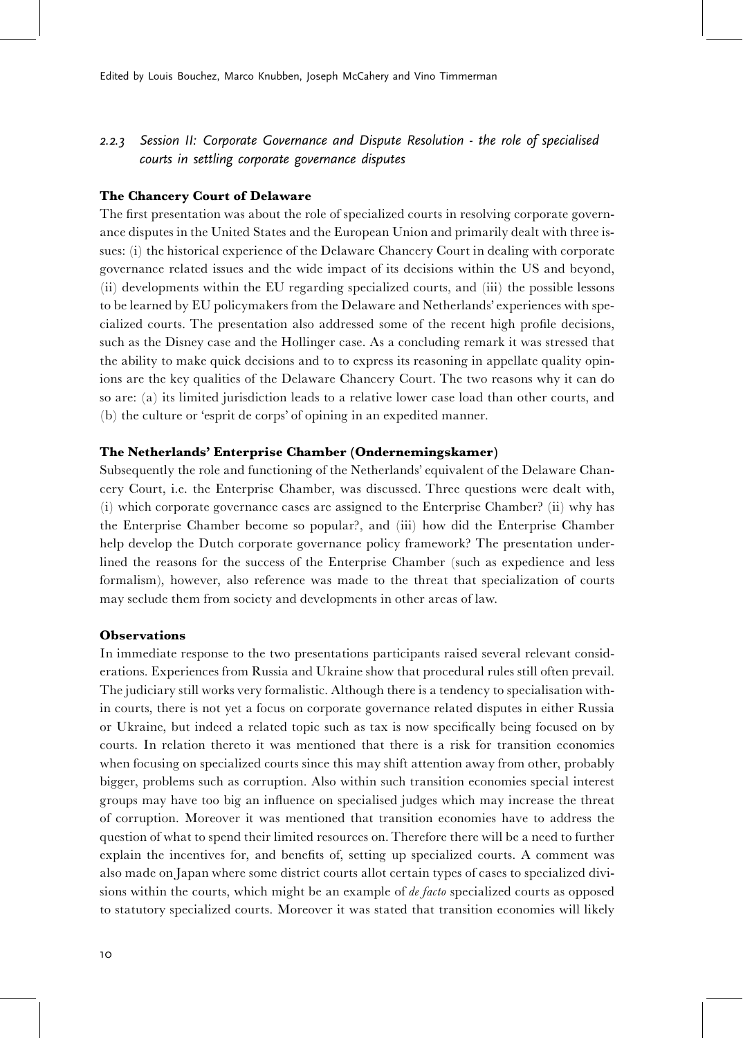### 2.2.3 Session II: Corporate Governance and Dispute Resolution - the role of specialised courts in settling corporate governance disputes

**The Chancery Court of Delaware**

The first presentation was about the role of specialized courts in resolving corporate governance disputes in the United States and the European Union and primarily dealt with three issues: (i) the historical experience of the Delaware Chancery Court in dealing with corporate governance related issues and the wide impact of its decisions within the US and beyond, (ii) developments within the EU regarding specialized courts, and (iii) the possible lessons to be learned by EU policymakers from the Delaware and Netherlands' experiences with specialized courts. The presentation also addressed some of the recent high profile decisions, such as the Disney case and the Hollinger case. As a concluding remark it was stressed that the ability to make quick decisions and to to express its reasoning in appellate quality opinions are the key qualities of the Delaware Chancery Court. The two reasons why it can do so are: (a) its limited jurisdiction leads to a relative lower case load than other courts, and (b) the culture or 'esprit de corps' of opining in an expedited manner.

**The Netherlands' Enterprise Chamber (Ondernemingskamer)**

Subsequently the role and functioning of the Netherlands' equivalent of the Delaware Chancery Court, i.e. the Enterprise Chamber, was discussed. Three questions were dealt with, (i) which corporate governance cases are assigned to the Enterprise Chamber? (ii) why has the Enterprise Chamber become so popular?, and (iii) how did the Enterprise Chamber help develop the Dutch corporate governance policy framework? The presentation underlined the reasons for the success of the Enterprise Chamber (such as expedience and less formalism), however, also reference was made to the threat that specialization of courts may seclude them from society and developments in other areas of law.

**Observations**

In immediate response to the two presentations participants raised several relevant considerations. Experiences from Russia and Ukraine show that procedural rules still often prevail. The judiciary still works very formalistic. Although there is a tendency to specialisation within courts, there is not yet a focus on corporate governance related disputes in either Russia or Ukraine, but indeed a related topic such as tax is now specifically being focused on by courts. In relation thereto it was mentioned that there is a risk for transition economies when focusing on specialized courts since this may shift attention away from other, probably bigger, problems such as corruption. Also within such transition economies special interest groups may have too big an influence on specialised judges which may increase the threat of corruption. Moreover it was mentioned that transition economies have to address the question of what to spend their limited resources on. Therefore there will be a need to further explain the incentives for, and benefits of, setting up specialized courts. A comment was also made on Japan where some district courts allot certain types of cases to specialized divisions within the courts, which might be an example of *de facto* specialized courts as opposed to statutory specialized courts. Moreover it was stated that transition economies will likely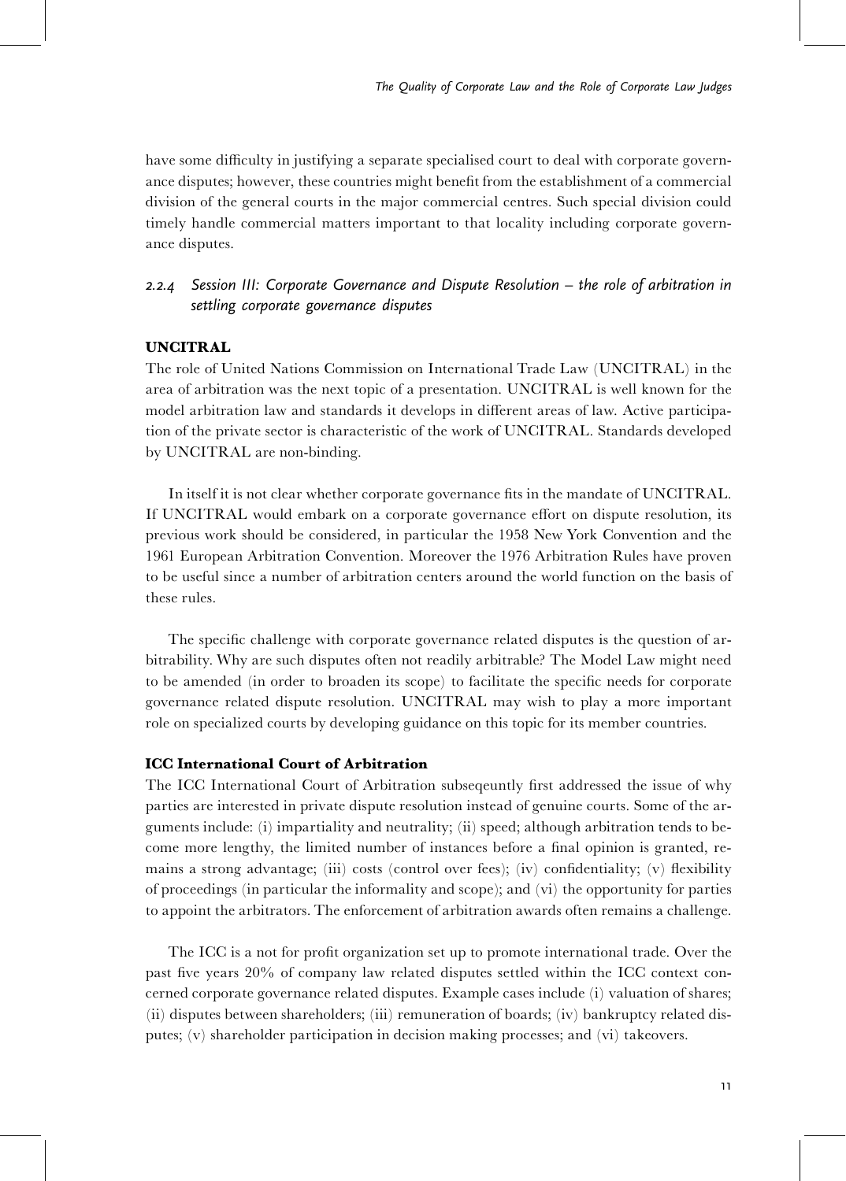have some difficulty in justifying a separate specialised court to deal with corporate governance disputes; however, these countries might benefit from the establishment of a commercial division of the general courts in the major commercial centres. Such special division could timely handle commercial matters important to that locality including corporate governance disputes.

### 2.2.4 Session III: Corporate Governance and Dispute Resolution – the role of arbitration in settling corporate governance disputes

**UNCITRAL**

The role of United Nations Commission on International Trade Law (UNCITRAL) in the area of arbitration was the next topic of a presentation. UNCITRAL is well known for the model arbitration law and standards it develops in different areas of law. Active participation of the private sector is characteristic of the work of UNCITRAL. Standards developed by UNCITRAL are non-binding.

In itself it is not clear whether corporate governance fits in the mandate of UNCITRAL. If UNCITRAL would embark on a corporate governance effort on dispute resolution, its previous work should be considered, in particular the 1958 New York Convention and the 1961 European Arbitration Convention. Moreover the 1976 Arbitration Rules have proven to be useful since a number of arbitration centers around the world function on the basis of these rules.

The specific challenge with corporate governance related disputes is the question of arbitrability. Why are such disputes often not readily arbitrable? The Model Law might need to be amended (in order to broaden its scope) to facilitate the specific needs for corporate governance related dispute resolution. UNCITRAL may wish to play a more important role on specialized courts by developing guidance on this topic for its member countries.

**ICC International Court of Arbitration**

The ICC International Court of Arbitration subseqeuntly first addressed the issue of why parties are interested in private dispute resolution instead of genuine courts. Some of the arguments include: (i) impartiality and neutrality; (ii) speed; although arbitration tends to become more lengthy, the limited number of instances before a final opinion is granted, remains a strong advantage; (iii) costs (control over fees); (iv) confidentiality; (v) flexibility of proceedings (in particular the informality and scope); and (vi) the opportunity for parties to appoint the arbitrators. The enforcement of arbitration awards often remains a challenge.

The ICC is a not for profit organization set up to promote international trade. Over the past five years 20% of company law related disputes settled within the ICC context concerned corporate governance related disputes. Example cases include (i) valuation of shares; (ii) disputes between shareholders; (iii) remuneration of boards; (iv) bankruptcy related disputes; (v) shareholder participation in decision making processes; and (vi) takeovers.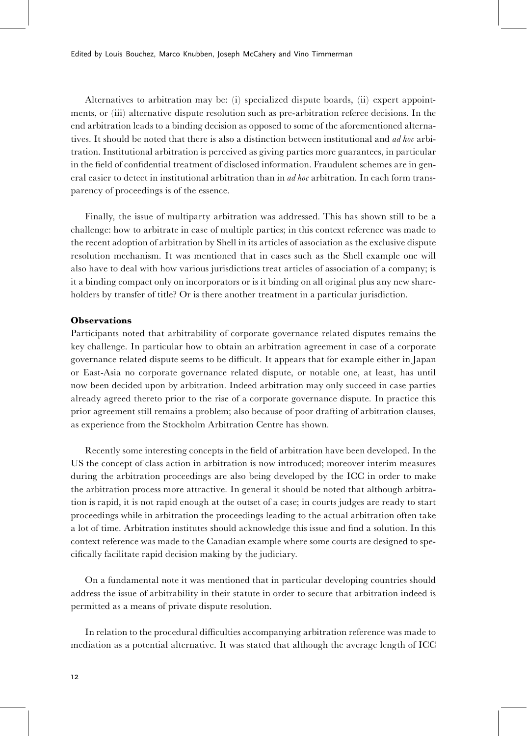Alternatives to arbitration may be: (i) specialized dispute boards, (ii) expert appointments, or (iii) alternative dispute resolution such as pre-arbitration referee decisions. In the end arbitration leads to a binding decision as opposed to some of the aforementioned alternatives. It should be noted that there is also a distinction between institutional and *ad hoc* arbitration. Institutional arbitration is perceived as giving parties more guarantees, in particular in the field of confidential treatment of disclosed information. Fraudulent schemes are in general easier to detect in institutional arbitration than in *ad hoc* arbitration. In each form transparency of proceedings is of the essence.

Finally, the issue of multiparty arbitration was addressed. This has shown still to be a challenge: how to arbitrate in case of multiple parties; in this context reference was made to the recent adoption of arbitration by Shell in its articles of association as the exclusive dispute resolution mechanism. It was mentioned that in cases such as the Shell example one will also have to deal with how various jurisdictions treat articles of association of a company; is it a binding compact only on incorporators or is it binding on all original plus any new shareholders by transfer of title? Or is there another treatment in a particular jurisdiction.

**Observations**

Participants noted that arbitrability of corporate governance related disputes remains the key challenge. In particular how to obtain an arbitration agreement in case of a corporate governance related dispute seems to be difficult. It appears that for example either in Japan or East-Asia no corporate governance related dispute, or notable one, at least, has until now been decided upon by arbitration. Indeed arbitration may only succeed in case parties already agreed thereto prior to the rise of a corporate governance dispute. In practice this prior agreement still remains a problem; also because of poor drafting of arbitration clauses, as experience from the Stockholm Arbitration Centre has shown.

Recently some interesting concepts in the field of arbitration have been developed. In the US the concept of class action in arbitration is now introduced; moreover interim measures during the arbitration proceedings are also being developed by the ICC in order to make the arbitration process more attractive. In general it should be noted that although arbitration is rapid, it is not rapid enough at the outset of a case; in courts judges are ready to start proceedings while in arbitration the proceedings leading to the actual arbitration often take a lot of time. Arbitration institutes should acknowledge this issue and find a solution. In this context reference was made to the Canadian example where some courts are designed to specifically facilitate rapid decision making by the judiciary.

On a fundamental note it was mentioned that in particular developing countries should address the issue of arbitrability in their statute in order to secure that arbitration indeed is permitted as a means of private dispute resolution.

In relation to the procedural difficulties accompanying arbitration reference was made to mediation as a potential alternative. It was stated that although the average length of ICC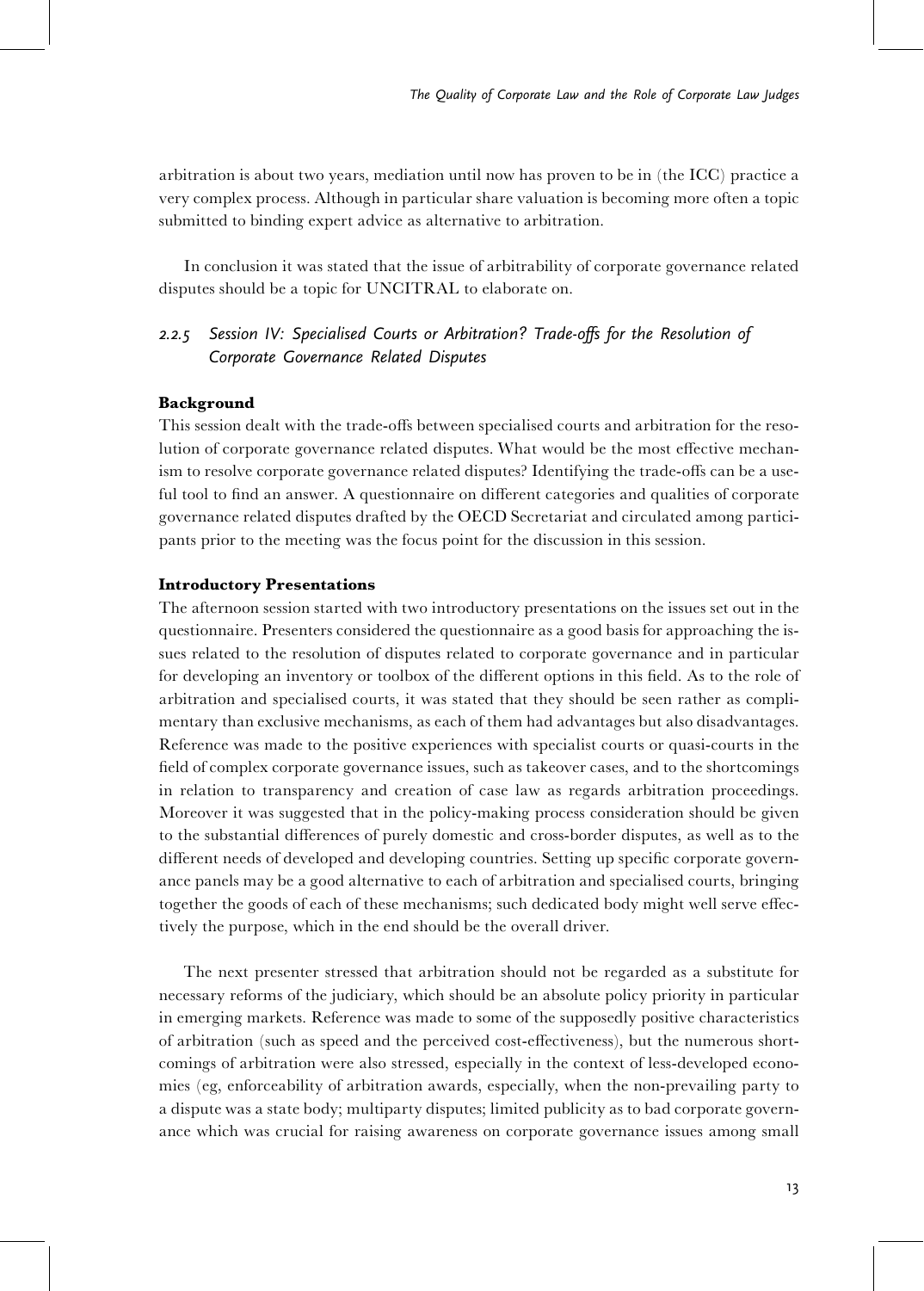arbitration is about two years, mediation until now has proven to be in (the ICC) practice a very complex process. Although in particular share valuation is becoming more often a topic submitted to binding expert advice as alternative to arbitration.

In conclusion it was stated that the issue of arbitrability of corporate governance related disputes should be a topic for UNCITRAL to elaborate on.

### *2.2.5 Session IV: Specialised Courts or Arbitration? Trade-offs for the Resolution of Corporate Governance Related Disputes*

**Background**

This session dealt with the trade-offs between specialised courts and arbitration for the resolution of corporate governance related disputes. What would be the most effective mechanism to resolve corporate governance related disputes? Identifying the trade-offs can be a useful tool to find an answer. A questionnaire on different categories and qualities of corporate governance related disputes drafted by the OECD Secretariat and circulated among participants prior to the meeting was the focus point for the discussion in this session.

**Introductory Presentations**

The afternoon session started with two introductory presentations on the issues set out in the questionnaire. Presenters considered the questionnaire as a good basis for approaching the issues related to the resolution of disputes related to corporate governance and in particular for developing an inventory or toolbox of the different options in this field. As to the role of arbitration and specialised courts, it was stated that they should be seen rather as complimentary than exclusive mechanisms, as each of them had advantages but also disadvantages. Reference was made to the positive experiences with specialist courts or quasi-courts in the field of complex corporate governance issues, such as takeover cases, and to the shortcomings in relation to transparency and creation of case law as regards arbitration proceedings. Moreover it was suggested that in the policy-making process consideration should be given to the substantial differences of purely domestic and cross-border disputes, as well as to the different needs of developed and developing countries. Setting up specific corporate governance panels may be a good alternative to each of arbitration and specialised courts, bringing together the goods of each of these mechanisms; such dedicated body might well serve effectively the purpose, which in the end should be the overall driver.

The next presenter stressed that arbitration should not be regarded as a substitute for necessary reforms of the judiciary, which should be an absolute policy priority in particular in emerging markets. Reference was made to some of the supposedly positive characteristics of arbitration (such as speed and the perceived cost-effectiveness), but the numerous shortcomings of arbitration were also stressed, especially in the context of less-developed economies (eg, enforceability of arbitration awards, especially, when the non-prevailing party to a dispute was a state body; multiparty disputes; limited publicity as to bad corporate governance which was crucial for raising awareness on corporate governance issues among small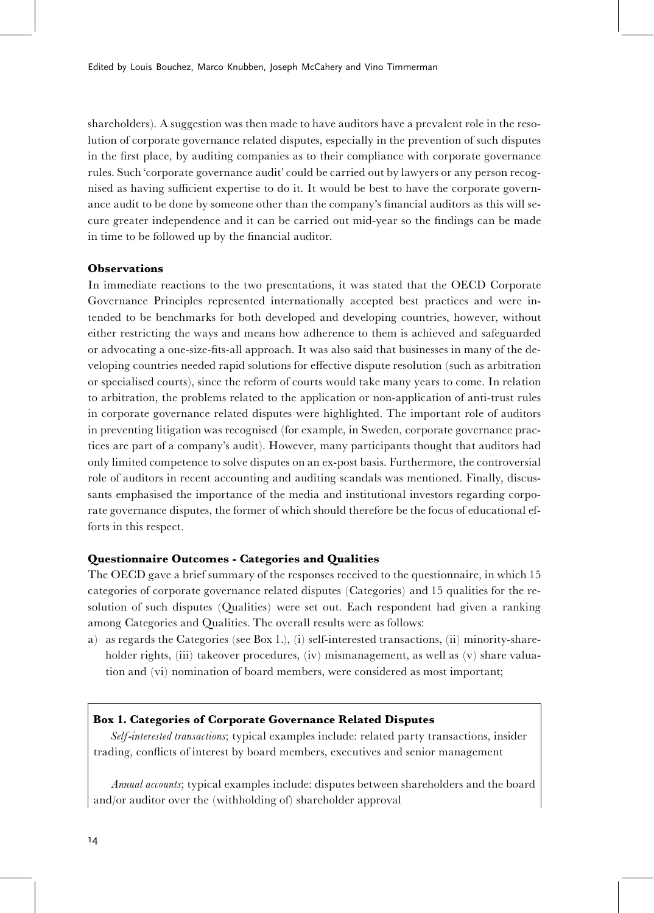shareholders). A suggestion was then made to have auditors have a prevalent role in the resolution of corporate governance related disputes, especially in the prevention of such disputes in the first place, by auditing companies as to their compliance with corporate governance rules. Such 'corporate governance audit' could be carried out by lawyers or any person recognised as having sufficient expertise to do it. It would be best to have the corporate governance audit to be done by someone other than the company's financial auditors as this will secure greater independence and it can be carried out mid-year so the findings can be made in time to be followed up by the financial auditor.

**Observations**

In immediate reactions to the two presentations, it was stated that the OECD Corporate Governance Principles represented internationally accepted best practices and were intended to be benchmarks for both developed and developing countries, however, without either restricting the ways and means how adherence to them is achieved and safeguarded or advocating a one-size-fits-all approach. It was also said that businesses in many of the developing countries needed rapid solutions for effective dispute resolution (such as arbitration or specialised courts), since the reform of courts would take many years to come. In relation to arbitration, the problems related to the application or non-application of anti-trust rules in corporate governance related disputes were highlighted. The important role of auditors in preventing litigation was recognised (for example, in Sweden, corporate governance practices are part of a company's audit). However, many participants thought that auditors had only limited competence to solve disputes on an ex-post basis. Furthermore, the controversial role of auditors in recent accounting and auditing scandals was mentioned. Finally, discussants emphasised the importance of the media and institutional investors regarding corporate governance disputes, the former of which should therefore be the focus of educational efforts in this respect.

**Questionnaire Outcomes - Categories and Qualities**

The OECD gave a brief summary of the responses received to the questionnaire, in which 15 categories of corporate governance related disputes (Categories) and 15 qualities for the resolution of such disputes (Qualities) were set out. Each respondent had given a ranking among Categories and Qualities. The overall results were as follows:

a) as regards the Categories (see Box 1.), (i) self-interested transactions, (ii) minority-shareholder rights, (iii) takeover procedures, (iv) mismanagement, as well as (v) share valuation and (vi) nomination of board members, were considered as most important;

**Box 1. Categories of Corporate Governance Related Disputes**

*Self-interested transactions*; typical examples include: related party transactions, insider trading, conflicts of interest by board members, executives and senior management

*Annual accounts*; typical examples include: disputes between shareholders and the board and/or auditor over the (withholding of) shareholder approval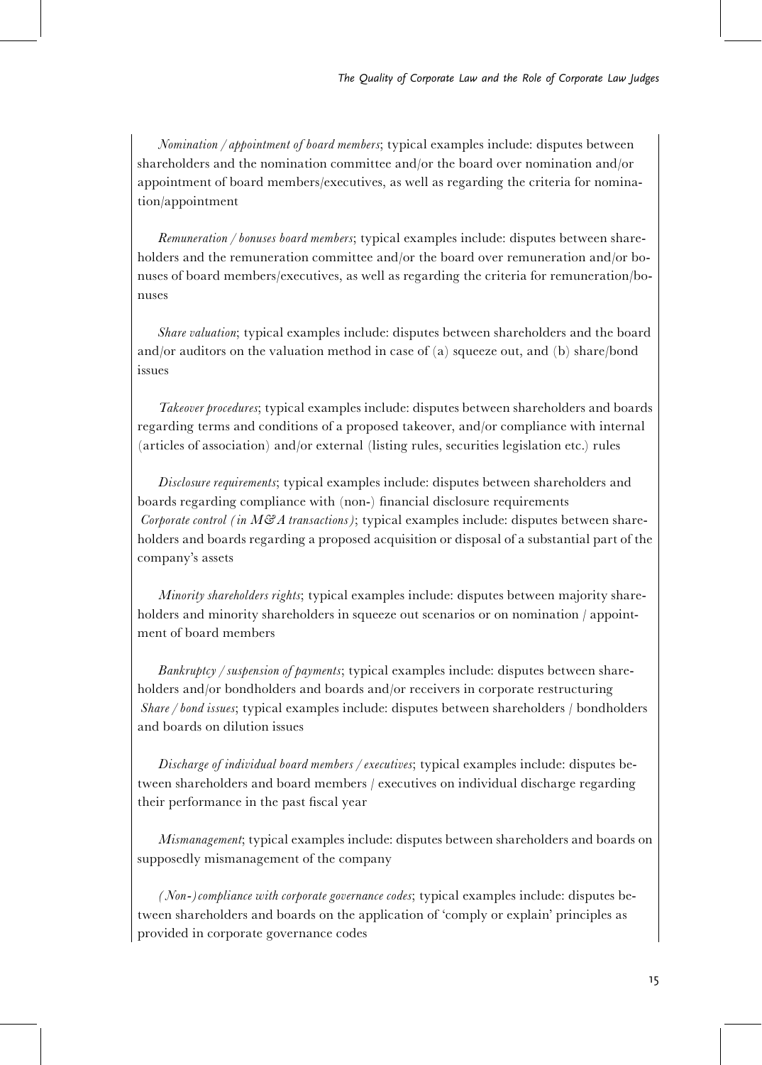*Nomination / appointment of board members*; typical examples include: disputes between shareholders and the nomination committee and/or the board over nomination and/or appointment of board members/executives, as well as regarding the criteria for nomination/appointment

*Remuneration / bonuses board members*; typical examples include: disputes between shareholders and the remuneration committee and/or the board over remuneration and/or bonuses of board members/executives, as well as regarding the criteria for remuneration/bonuses

*Share valuation*; typical examples include: disputes between shareholders and the board and/or auditors on the valuation method in case of (a) squeeze out, and (b) share/bond issues

*Takeover procedures*; typical examples include: disputes between shareholders and boards regarding terms and conditions of a proposed takeover, and/or compliance with internal (articles of association) and/or external (listing rules, securities legislation etc.) rules

*Disclosure requirements*; typical examples include: disputes between shareholders and boards regarding compliance with (non-) financial disclosure requirements
*Corporate control (in M&A transactions)*; typical examples include: disputes between shareholders and boards regarding a proposed acquisition or disposal of a substantial part of the company's assets

*Minority shareholders rights*; typical examples include: disputes between majority shareholders and minority shareholders in squeeze out scenarios or on nomination / appointment of board members

*Bankruptcy / suspension of payments*; typical examples include: disputes between shareholders and/or bondholders and boards and/or receivers in corporate restructuring
*Share / bond issues*; typical examples include: disputes between shareholders / bondholders and boards on dilution issues

*Discharge of individual board members / executives*; typical examples include: disputes between shareholders and board members / executives on individual discharge regarding their performance in the past fiscal year

*Mismanagement*; typical examples include: disputes between shareholders and boards on supposedly mismanagement of the company

*(Non-)compliance with corporate governance codes*; typical examples include: disputes between shareholders and boards on the application of 'comply or explain' principles as provided in corporate governance codes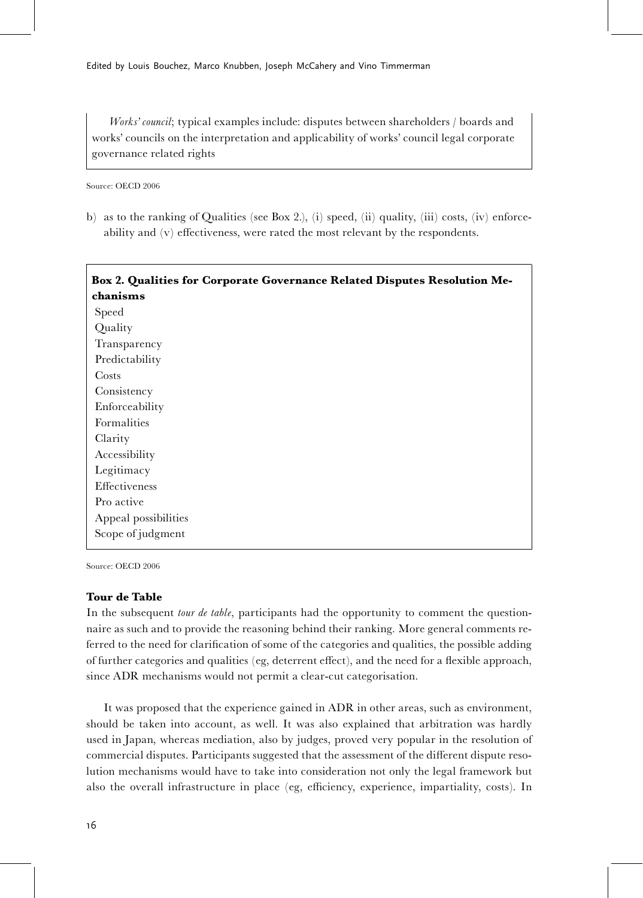*Works' council*; typical examples include: disputes between shareholders / boards and works' councils on the interpretation and applicability of works' council legal corporate governance related rights

Source: OECD 2006

b) as to the ranking of Qualities (see Box 2.), (i) speed, (ii) quality, (iii) costs, (iv) enforceability and (v) effectiveness, were rated the most relevant by the respondents.

**Box 2. Qualities for Corporate Governance Related Disputes Resolution Mechanisms**

Speed
Quality
Transparency
Predictability
Costs
Consistency
Enforceability
Formalities
Clarity
Accessibility
Legitimacy
Effectiveness
Pro active
Appeal possibilities
Scope of judgment

Source: OECD 2006

### Tour de Table

In the subsequent *tour de table*, participants had the opportunity to comment the questionnaire as such and to provide the reasoning behind their ranking. More general comments referred to the need for clarification of some of the categories and qualities, the possible adding of further categories and qualities (eg, deterrent effect), and the need for a flexible approach, since ADR mechanisms would not permit a clear-cut categorisation.

It was proposed that the experience gained in ADR in other areas, such as environment, should be taken into account, as well. It was also explained that arbitration was hardly used in Japan, whereas mediation, also by judges, proved very popular in the resolution of commercial disputes. Participants suggested that the assessment of the different dispute resolution mechanisms would have to take into consideration not only the legal framework but also the overall infrastructure in place (eg, efficiency, experience, impartiality, costs). In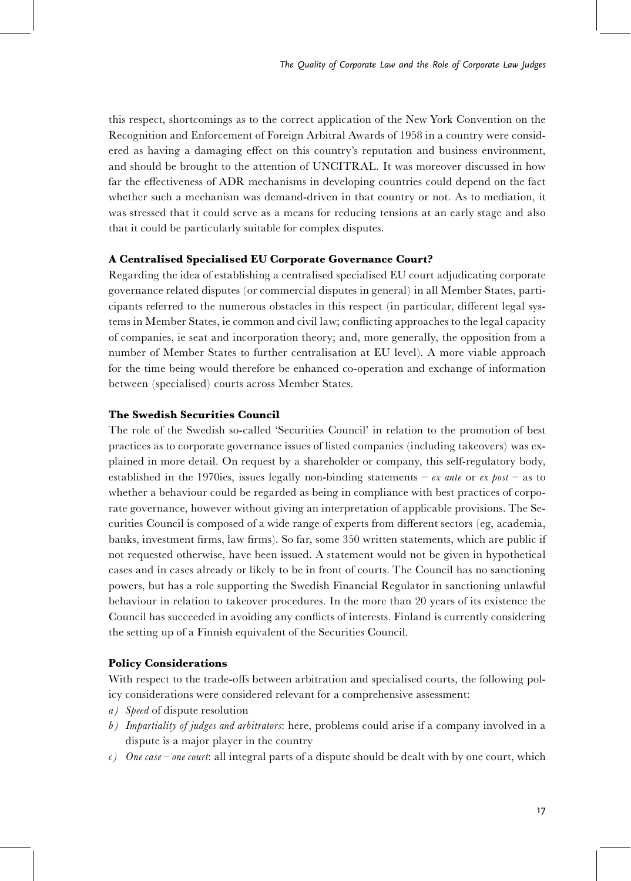this respect, shortcomings as to the correct application of the New York Convention on the Recognition and Enforcement of Foreign Arbitral Awards of 1958 in a country were considered as having a damaging effect on this country's reputation and business environment, and should be brought to the attention of UNCITRAL. It was moreover discussed in how far the effectiveness of ADR mechanisms in developing countries could depend on the fact whether such a mechanism was demand-driven in that country or not. As to mediation, it was stressed that it could serve as a means for reducing tensions at an early stage and also that it could be particularly suitable for complex disputes.

### A Centralised Specialised EU Corporate Governance Court?

Regarding the idea of establishing a centralised specialised EU court adjudicating corporate governance related disputes (or commercial disputes in general) in all Member States, participants referred to the numerous obstacles in this respect (in particular, different legal systems in Member States, ie common and civil law; conflicting approaches to the legal capacity of companies, ie seat and incorporation theory; and, more generally, the opposition from a number of Member States to further centralisation at EU level). A more viable approach for the time being would therefore be enhanced co-operation and exchange of information between (specialised) courts across Member States.

### The Swedish Securities Council

The role of the Swedish so-called 'Securities Council' in relation to the promotion of best practices as to corporate governance issues of listed companies (including takeovers) was explained in more detail. On request by a shareholder or company, this self-regulatory body, established in the 1970ies, issues legally non-binding statements – *ex ante* or *ex post* – as to whether a behaviour could be regarded as being in compliance with best practices of corporate governance, however without giving an interpretation of applicable provisions. The Securities Council is composed of a wide range of experts from different sectors (eg, academia, banks, investment firms, law firms). So far, some 350 written statements, which are public if not requested otherwise, have been issued. A statement would not be given in hypothetical cases and in cases already or likely to be in front of courts. The Council has no sanctioning powers, but has a role supporting the Swedish Financial Regulator in sanctioning unlawful behaviour in relation to takeover procedures. In the more than 20 years of its existence the Council has succeeded in avoiding any conflicts of interests. Finland is currently considering the setting up of a Finnish equivalent of the Securities Council.

### Policy Considerations

With respect to the trade-offs between arbitration and specialised courts, the following policy considerations were considered relevant for a comprehensive assessment:

a) *Speed* of dispute resolution
b) *Impartiality of judges and arbitrators*: here, problems could arise if a company involved in a dispute is a major player in the country
c) *One case – one court*: all integral parts of a dispute should be dealt with by one court, which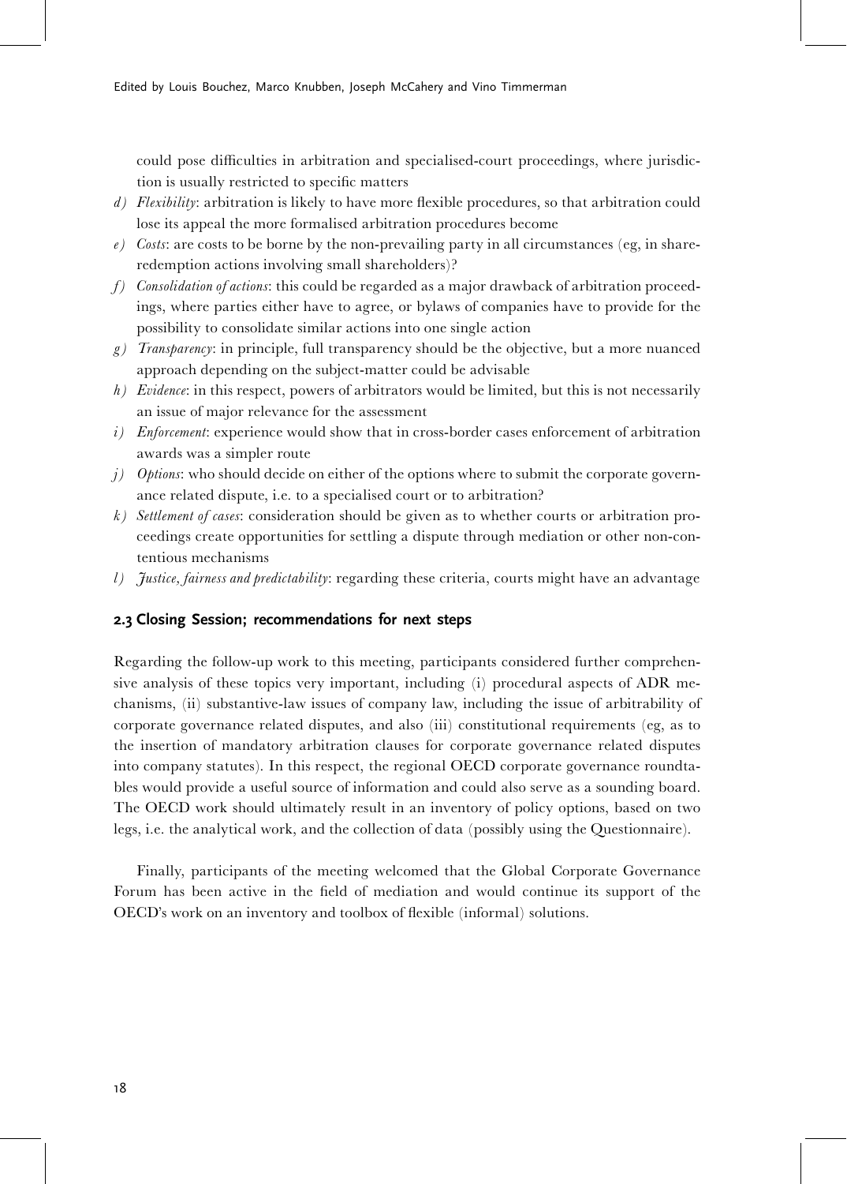could pose difficulties in arbitration and specialised-court proceedings, where jurisdiction is usually restricted to specific matters

*d) Flexibility*: arbitration is likely to have more flexible procedures, so that arbitration could lose its appeal the more formalised arbitration procedures become

*e) Costs*: are costs to be borne by the non-prevailing party in all circumstances (eg, in share-redemption actions involving small shareholders)?

*f) Consolidation of actions*: this could be regarded as a major drawback of arbitration proceedings, where parties either have to agree, or bylaws of companies have to provide for the possibility to consolidate similar actions into one single action

*g) Transparency*: in principle, full transparency should be the objective, but a more nuanced approach depending on the subject-matter could be advisable

*h) Evidence*: in this respect, powers of arbitrators would be limited, but this is not necessarily an issue of major relevance for the assessment

*i) Enforcement*: experience would show that in cross-border cases enforcement of arbitration awards was a simpler route

*j) Options*: who should decide on either of the options where to submit the corporate governance related dispute, i.e. to a specialised court or to arbitration?

*k) Settlement of cases*: consideration should be given as to whether courts or arbitration proceedings create opportunities for settling a dispute through mediation or other non-contentious mechanisms

*l) Justice, fairness and predictability*: regarding these criteria, courts might have an advantage

### 2.3 Closing Session; recommendations for next steps

Regarding the follow-up work to this meeting, participants considered further comprehensive analysis of these topics very important, including (i) procedural aspects of ADR mechanisms, (ii) substantive-law issues of company law, including the issue of arbitrability of corporate governance related disputes, and also (iii) constitutional requirements (eg, as to the insertion of mandatory arbitration clauses for corporate governance related disputes into company statutes). In this respect, the regional OECD corporate governance roundtables would provide a useful source of information and could also serve as a sounding board. The OECD work should ultimately result in an inventory of policy options, based on two legs, i.e. the analytical work, and the collection of data (possibly using the Questionnaire).

Finally, participants of the meeting welcomed that the Global Corporate Governance Forum has been active in the field of mediation and would continue its support of the OECD's work on an inventory and toolbox of flexible (informal) solutions.